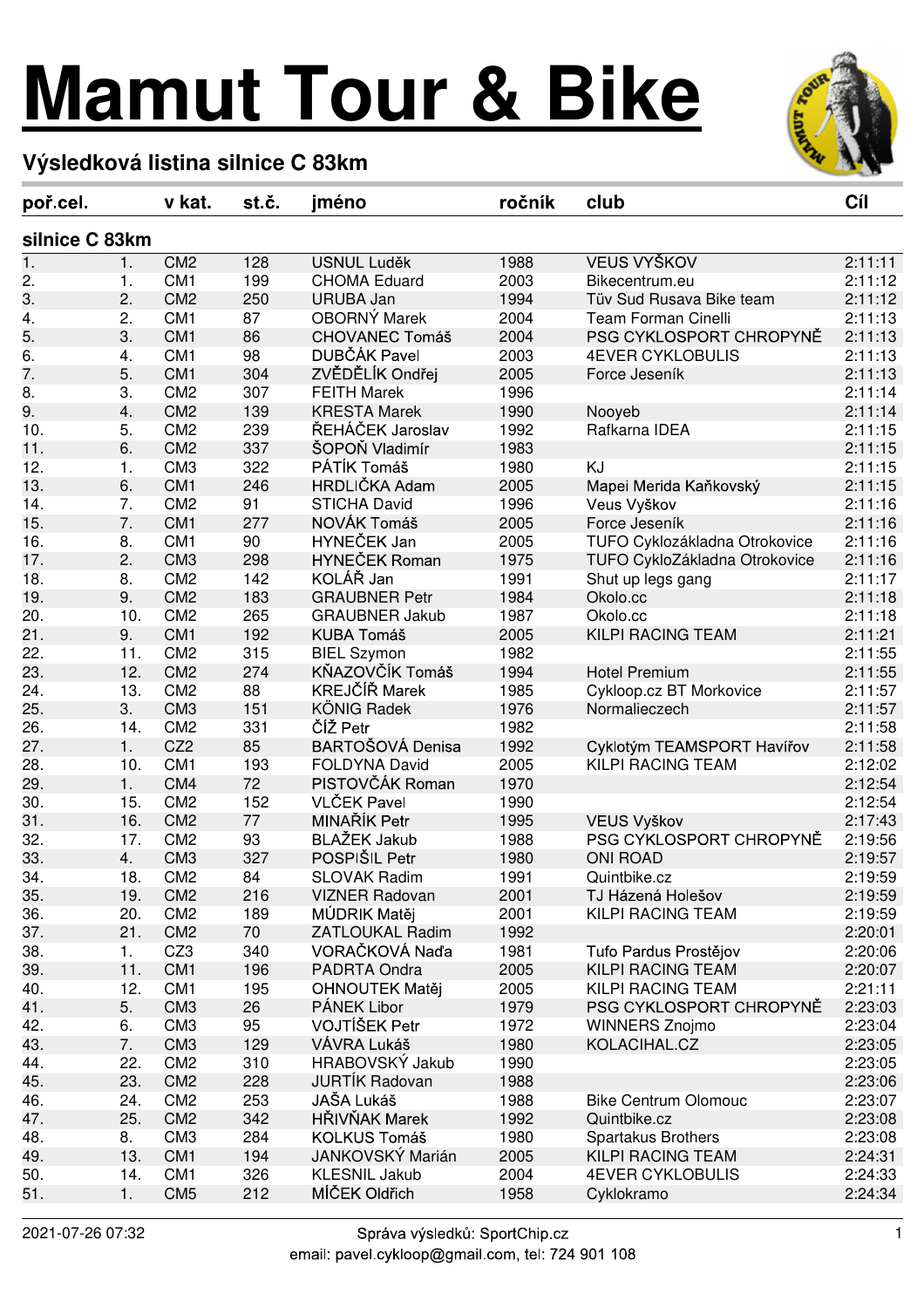# Mamut Tour & Bike

## Výsledková listina silnice C 83km

| poř.cel. | v kat. | | st.č. | jméno | ročník | club | Cíl |
|---|---|---|---|---|---|---|---|
| **silnice C 83km** | | | | | | | |
| 1. | 1. | CM2 | 128 | USNUL Luděk | 1988 | VEUS VYŠKOV | 2:11:11 |
| 2. | 1. | CM1 | 199 | CHOMA Eduard | 2003 | Bikecentrum.eu | 2:11:12 |
| 3. | 2. | CM2 | 250 | URUBA Jan | 1994 | Tüv Sud Rusava Bike team | 2:11:12 |
| 4. | 2. | CM1 | 87 | OBORNÝ Marek | 2004 | Team Forman Cinelli | 2:11:13 |
| 5. | 3. | CM1 | 86 | CHOVANEC Tomáš | 2004 | PSG CYKLOSPORT CHROPYNĚ | 2:11:13 |
| 6. | 4. | CM1 | 98 | DUBČÁK Pavel | 2003 | 4EVER CYKLOBULIS | 2:11:13 |
| 7. | 5. | CM1 | 304 | ZVĚDĚLÍK Ondřej | 2005 | Force Jeseník | 2:11:13 |
| 8. | 3. | CM2 | 307 | FEITH Marek | 1996 | | 2:11:14 |
| 9. | 4. | CM2 | 139 | KRESTA Marek | 1990 | Nooyeb | 2:11:14 |
| 10. | 5. | CM2 | 239 | ŘEHÁČEK Jaroslav | 1992 | Rafkarna IDEA | 2:11:15 |
| 11. | 6. | CM2 | 337 | ŠOPOŇ Vladimír | 1983 | | 2:11:15 |
| 12. | 1. | CM3 | 322 | PÁTÍK Tomáš | 1980 | KJ | 2:11:15 |
| 13. | 6. | CM1 | 246 | HRDLIČKA Adam | 2005 | Mapei Merida Kaňkovský | 2:11:15 |
| 14. | 7. | CM2 | 91 | STICHA David | 1996 | Veus Vyškov | 2:11:16 |
| 15. | 7. | CM1 | 277 | NOVÁK Tomáš | 2005 | Force Jeseník | 2:11:16 |
| 16. | 8. | CM1 | 90 | HYNEČEK Jan | 2005 | TUFO Cyklozákladna Otrokovice | 2:11:16 |
| 17. | 2. | CM3 | 298 | HYNEČEK Roman | 1975 | TUFO CykloZákladna Otrokovice | 2:11:16 |
| 18. | 8. | CM2 | 142 | KOLÁŘ Jan | 1991 | Shut up legs gang | 2:11:17 |
| 19. | 9. | CM2 | 183 | GRAUBNER Petr | 1984 | Okolo.cc | 2:11:18 |
| 20. | 10. | CM2 | 265 | GRAUBNER Jakub | 1987 | Okolo.cc | 2:11:18 |
| 21. | 9. | CM1 | 192 | KUBA Tomáš | 2005 | KILPI RACING TEAM | 2:11:21 |
| 22. | 11. | CM2 | 315 | BIEL Szymon | 1982 | | 2:11:55 |
| 23. | 12. | CM2 | 274 | KŇAZOVČÍK Tomáš | 1994 | Hotel Premium | 2:11:55 |
| 24. | 13. | CM2 | 88 | KREJČÍŘ Marek | 1985 | Cykloop.cz BT Morkovice | 2:11:57 |
| 25. | 3. | CM3 | 151 | KÖNIG Radek | 1976 | Normalieczech | 2:11:57 |
| 26. | 14. | CM2 | 331 | ČÍŽ Petr | 1982 | | 2:11:58 |
| 27. | 1. | CZ2 | 85 | BARTOŠOVÁ Denisa | 1992 | Cyklotým TEAMSPORT Havířov | 2:11:58 |
| 28. | 10. | CM1 | 193 | FOLDYNA David | 2005 | KILPI RACING TEAM | 2:12:02 |
| 29. | 1. | CM4 | 72 | PISTOVČÁK Roman | 1970 | | 2:12:54 |
| 30. | 15. | CM2 | 152 | VLČEK Pavel | 1990 | | 2:12:54 |
| 31. | 16. | CM2 | 77 | MINAŘÍK Petr | 1995 | VEUS Vyškov | 2:17:43 |
| 32. | 17. | CM2 | 93 | BLAŽEK Jakub | 1988 | PSG CYKLOSPORT CHROPYNĚ | 2:19:56 |
| 33. | 4. | CM3 | 327 | POSPIŠIL Petr | 1980 | ONI ROAD | 2:19:57 |
| 34. | 18. | CM2 | 84 | SLOVAK Radim | 1991 | Quintbike.cz | 2:19:59 |
| 35. | 19. | CM2 | 216 | VIZNER Radovan | 2001 | TJ Házená Holešov | 2:19:59 |
| 36. | 20. | CM2 | 189 | MÚDRIK Matěj | 2001 | KILPI RACING TEAM | 2:19:59 |
| 37. | 21. | CM2 | 70 | ZATLOUKAL Radim | 1992 | | 2:20:01 |
| 38. | 1. | CZ3 | 340 | VORAČKOVÁ Naďa | 1981 | Tufo Pardus Prostějov | 2:20:06 |
| 39. | 11. | CM1 | 196 | PADRTA Ondra | 2005 | KILPI RACING TEAM | 2:20:07 |
| 40. | 12. | CM1 | 195 | OHNOUTEK Matěj | 2005 | KILPI RACING TEAM | 2:21:11 |
| 41. | 5. | CM3 | 26 | PÁNEK Libor | 1979 | PSG CYKLOSPORT CHROPYNĚ | 2:23:03 |
| 42. | 6. | CM3 | 95 | VOJTÍŠEK Petr | 1972 | WINNERS Znojmo | 2:23:04 |
| 43. | 7. | CM3 | 129 | VÁVRA Lukáš | 1980 | KOLACIHAL.CZ | 2:23:05 |
| 44. | 22. | CM2 | 310 | HRABOVSKÝ Jakub | 1990 | | 2:23:05 |
| 45. | 23. | CM2 | 228 | JURTÍK Radovan | 1988 | | 2:23:06 |
| 46. | 24. | CM2 | 253 | JAŠA Lukáš | 1988 | Bike Centrum Olomouc | 2:23:07 |
| 47. | 25. | CM2 | 342 | HŘIVŇAK Marek | 1992 | Quintbike.cz | 2:23:08 |
| 48. | 8. | CM3 | 284 | KOLKUS Tomáš | 1980 | Spartakus Brothers | 2:23:08 |
| 49. | 13. | CM1 | 194 | JANKOVSKÝ Marián | 2005 | KILPI RACING TEAM | 2:24:31 |
| 50. | 14. | CM1 | 326 | KLESNIL Jakub | 2004 | 4EVER CYKLOBULIS | 2:24:33 |
| 51. | 1. | CM5 | 212 | MÍČEK Oldřich | 1958 | Cyklokramo | 2:24:34 |

2021-07-26 07:32 Správa výsledků: SportChip.cz
email: pavel.cykloop@gmail.com, tel: 724 901 108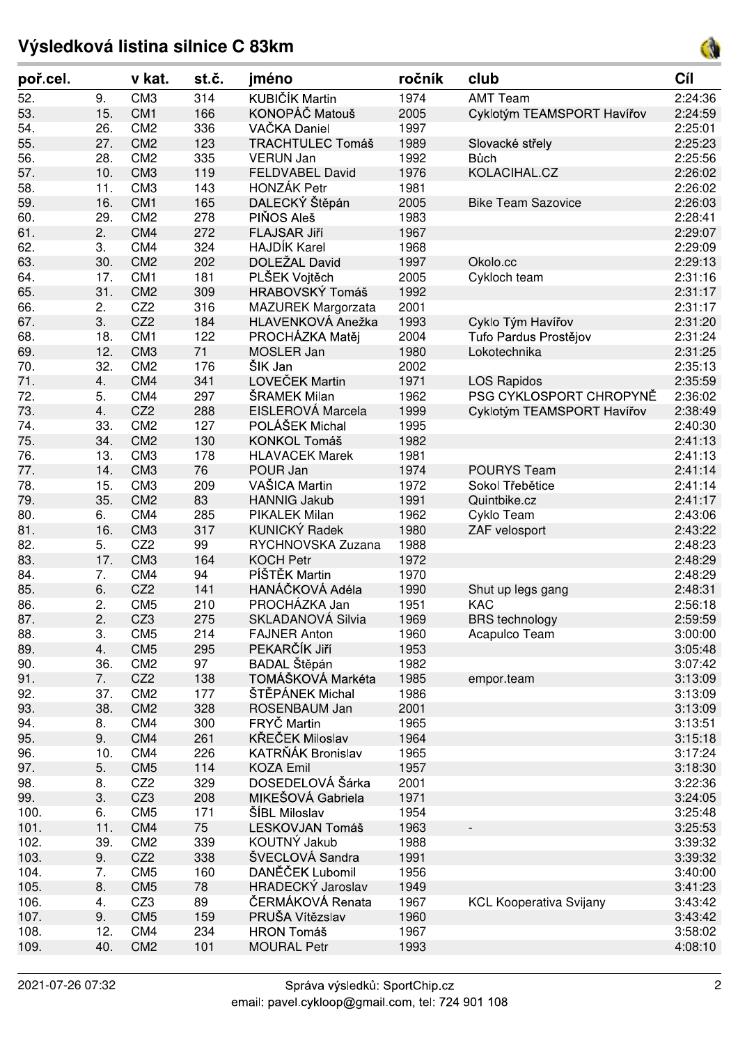# Výsledková listina silnice C 83km

| poř.cel. | | v kat. | st.č. | jméno | ročník | club | Cíl |
|---|---|---|---|---|---|---|---|
| 52. | 9. | CM3 | 314 | KUBIČÍK Martin | 1974 | AMT Team | 2:24:36 |
| 53. | 15. | CM1 | 166 | KONOPÁČ Matouš | 2005 | Cyklotým TEAMSPORT Havířov | 2:24:59 |
| 54. | 26. | CM2 | 336 | VAČKA Daniel | 1997 | | 2:25:01 |
| 55. | 27. | CM2 | 123 | TRACHTULEC Tomáš | 1989 | Slovacké střely | 2:25:23 |
| 56. | 28. | CM2 | 335 | VERUN Jan | 1992 | Bůch | 2:25:56 |
| 57. | 10. | CM3 | 119 | FELDVABEL David | 1976 | KOLACIHAL.CZ | 2:26:02 |
| 58. | 11. | CM3 | 143 | HONZÁK Petr | 1981 | | 2:26:02 |
| 59. | 16. | CM1 | 165 | DALECKÝ Štěpán | 2005 | Bike Team Sazovice | 2:26:03 |
| 60. | 29. | CM2 | 278 | PIŇOS Aleš | 1983 | | 2:28:41 |
| 61. | 2. | CM4 | 272 | FLAJSAR Jiří | 1967 | | 2:29:07 |
| 62. | 3. | CM4 | 324 | HAJDÍK Karel | 1968 | | 2:29:09 |
| 63. | 30. | CM2 | 202 | DOLEŽAL David | 1997 | Okolo.cc | 2:29:13 |
| 64. | 17. | CM1 | 181 | PLŠEK Vojtěch | 2005 | Cykloch team | 2:31:16 |
| 65. | 31. | CM2 | 309 | HRABOVSKÝ Tomáš | 1992 | | 2:31:17 |
| 66. | 2. | CZ2 | 316 | MAZUREK Margorzata | 2001 | | 2:31:17 |
| 67. | 3. | CZ2 | 184 | HLAVENKOVÁ Anežka | 1993 | Cyklo Tým Havířov | 2:31:20 |
| 68. | 18. | CM1 | 122 | PROCHÁZKA Matěj | 2004 | Tufo Pardus Prostějov | 2:31:24 |
| 69. | 12. | CM3 | 71 | MOSLER Jan | 1980 | Lokotechnika | 2:31:25 |
| 70. | 32. | CM2 | 176 | ŠIK Jan | 2002 | | 2:35:13 |
| 71. | 4. | CM4 | 341 | LOVEČEK Martin | 1971 | LOS Rapidos | 2:35:59 |
| 72. | 5. | CM4 | 297 | ŠRAMEK Milan | 1962 | PSG CYKLOSPORT CHROPYNĚ | 2:36:02 |
| 73. | 4. | CZ2 | 288 | EISLEROVÁ Marcela | 1999 | Cyklotým TEAMSPORT Havířov | 2:38:49 |
| 74. | 33. | CM2 | 127 | POLÁŠEK Michal | 1995 | | 2:40:30 |
| 75. | 34. | CM2 | 130 | KONKOL Tomáš | 1982 | | 2:41:13 |
| 76. | 13. | CM3 | 178 | HLAVACEK Marek | 1981 | | 2:41:13 |
| 77. | 14. | CM3 | 76 | POUR Jan | 1974 | POURYS Team | 2:41:14 |
| 78. | 15. | CM3 | 209 | VAŠICA Martin | 1972 | Sokol Třebětice | 2:41:14 |
| 79. | 35. | CM2 | 83 | HANNIG Jakub | 1991 | Quintbike.cz | 2:41:17 |
| 80. | 6. | CM4 | 285 | PIKALEK Milan | 1962 | Cyklo Team | 2:43:06 |
| 81. | 16. | CM3 | 317 | KUNICKÝ Radek | 1980 | ZAF velosport | 2:43:22 |
| 82. | 5. | CZ2 | 99 | RYCHNOVSKA Zuzana | 1988 | | 2:48:23 |
| 83. | 17. | CM3 | 164 | KOCH Petr | 1972 | | 2:48:29 |
| 84. | 7. | CM4 | 94 | PÍŠTĚK Martin | 1970 | | 2:48:29 |
| 85. | 6. | CZ2 | 141 | HANÁČKOVÁ Adéla | 1990 | Shut up legs gang | 2:48:31 |
| 86. | 2. | CM5 | 210 | PROCHÁZKA Jan | 1951 | KAC | 2:56:18 |
| 87. | 2. | CZ3 | 275 | SKLADANOVÁ Silvia | 1969 | BRS technology | 2:59:59 |
| 88. | 3. | CM5 | 214 | FAJNER Anton | 1960 | Acapulco Team | 3:00:00 |
| 89. | 4. | CM5 | 295 | PEKARČÍK Jiří | 1953 | | 3:05:48 |
| 90. | 36. | CM2 | 97 | BADAL Štěpán | 1982 | | 3:07:42 |
| 91. | 7. | CZ2 | 138 | TOMÁŠKOVÁ Markéta | 1985 | empor.team | 3:13:09 |
| 92. | 37. | CM2 | 177 | ŠTĚPÁNEK Michal | 1986 | | 3:13:09 |
| 93. | 38. | CM2 | 328 | ROSENBAUM Jan | 2001 | | 3:13:09 |
| 94. | 8. | CM4 | 300 | FRYČ Martin | 1965 | | 3:13:51 |
| 95. | 9. | CM4 | 261 | KŘEČEK Miloslav | 1964 | | 3:15:18 |
| 96. | 10. | CM4 | 226 | KATRŇÁK Bronislav | 1965 | | 3:17:24 |
| 97. | 5. | CM5 | 114 | KOZA Emil | 1957 | | 3:18:30 |
| 98. | 8. | CZ2 | 329 | DOSEDELOVÁ Šárka | 2001 | | 3:22:36 |
| 99. | 3. | CZ3 | 208 | MIKEŠOVÁ Gabriela | 1971 | | 3:24:05 |
| 100. | 6. | CM5 | 171 | ŠÍBL Miloslav | 1954 | | 3:25:48 |
| 101. | 11. | CM4 | 75 | LESKOVJAN Tomáš | 1963 | - | 3:25:53 |
| 102. | 39. | CM2 | 339 | KOUTNÝ Jakub | 1988 | | 3:39:32 |
| 103. | 9. | CZ2 | 338 | ŠVECLOVÁ Sandra | 1991 | | 3:39:32 |
| 104. | 7. | CM5 | 160 | DANĚČEK Lubomil | 1956 | | 3:40:00 |
| 105. | 8. | CM5 | 78 | HRADECKÝ Jaroslav | 1949 | | 3:41:23 |
| 106. | 4. | CZ3 | 89 | ČERMÁKOVÁ Renata | 1967 | KCL Kooperativa Svijany | 3:43:42 |
| 107. | 9. | CM5 | 159 | PRUŠA Vítězslav | 1960 | | 3:43:42 |
| 108. | 12. | CM4 | 234 | HRON Tomáš | 1967 | | 3:58:02 |
| 109. | 40. | CM2 | 101 | MOURAL Petr | 1993 | | 4:08:10 |

2021-07-26 07:32

Správa výsledků: SportChip.cz
email: pavel.cykloop@gmail.com, tel: 724 901 108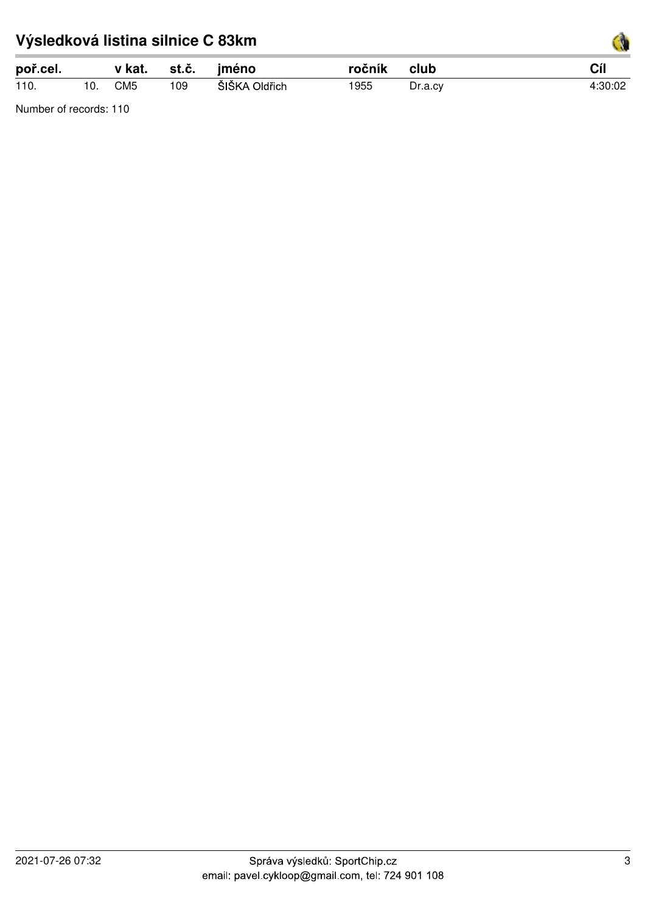# Výsledková listina silnice C 83km

| poř.cel. | | v kat. | st.č. | jméno | ročník | club | Cíl |
|---|---|---|---|---|---|---|---|
| 110. | 10. | CM5 | 109 | ŠIŠKA Oldřich | 1955 | Dr.a.cy | 4:30:02 |

Number of records: 110

2021-07-26 07:32

Správa výsledků: SportChip.cz
email: pavel.cykloop@gmail.com, tel: 724 901 108